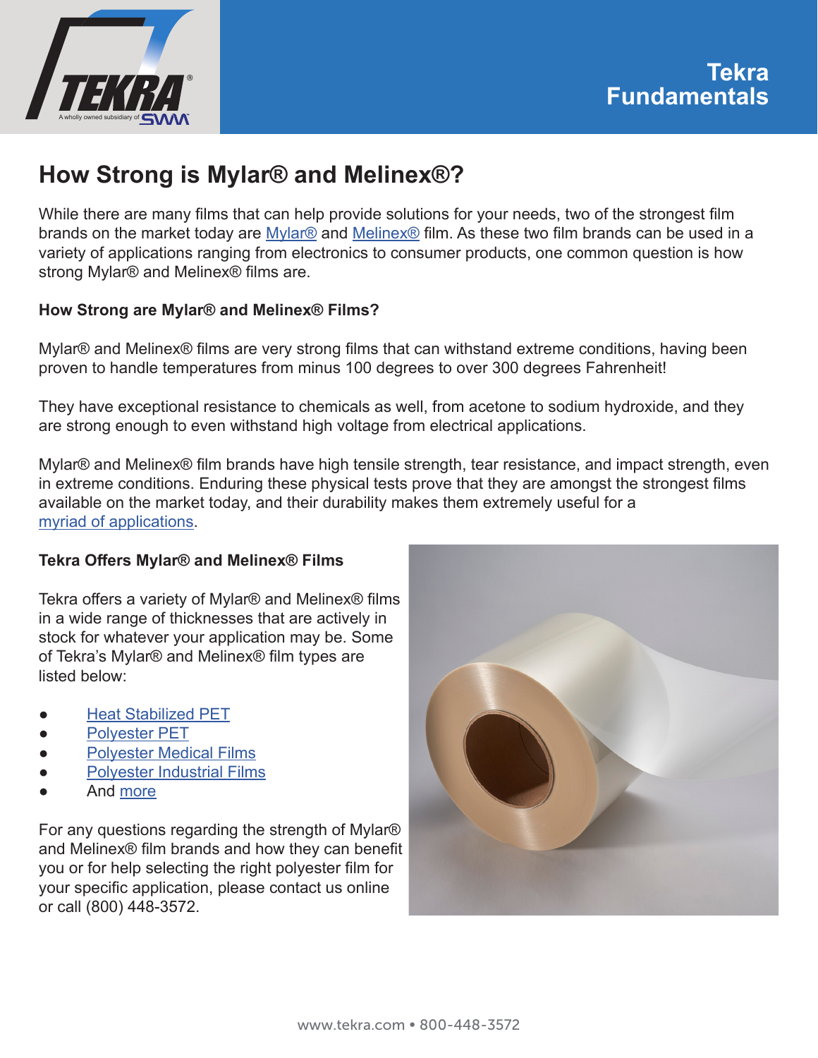# How Strong is Mylar® and Melinex®?

While there are many films that can help provide solutions for your needs, two of the strongest film brands on the market today are Mylar® and Melinex® film. As these two film brands can be used in a variety of applications ranging from electronics to consumer products, one common question is how strong Mylar® and Melinex® films are.

**How Strong are Mylar® and Melinex® Films?**

Mylar® and Melinex® films are very strong films that can withstand extreme conditions, having been proven to handle temperatures from minus 100 degrees to over 300 degrees Fahrenheit!

They have exceptional resistance to chemicals as well, from acetone to sodium hydroxide, and they are strong enough to even withstand high voltage from electrical applications.

Mylar® and Melinex® film brands have high tensile strength, tear resistance, and impact strength, even in extreme conditions. Enduring these physical tests prove that they are amongst the strongest films available on the market today, and their durability makes them extremely useful for a myriad of applications.

**Tekra Offers Mylar® and Melinex® Films**

Tekra offers a variety of Mylar® and Melinex® films in a wide range of thicknesses that are actively in stock for whatever your application may be. Some of Tekra's Mylar® and Melinex® film types are listed below:

- Heat Stabilized PET
- Polyester PET
- Polyester Medical Films
- Polyester Industrial Films
- And more

For any questions regarding the strength of Mylar® and Melinex® film brands and how they can benefit you or for help selecting the right polyester film for your specific application, please contact us online or call (800) 448-3572.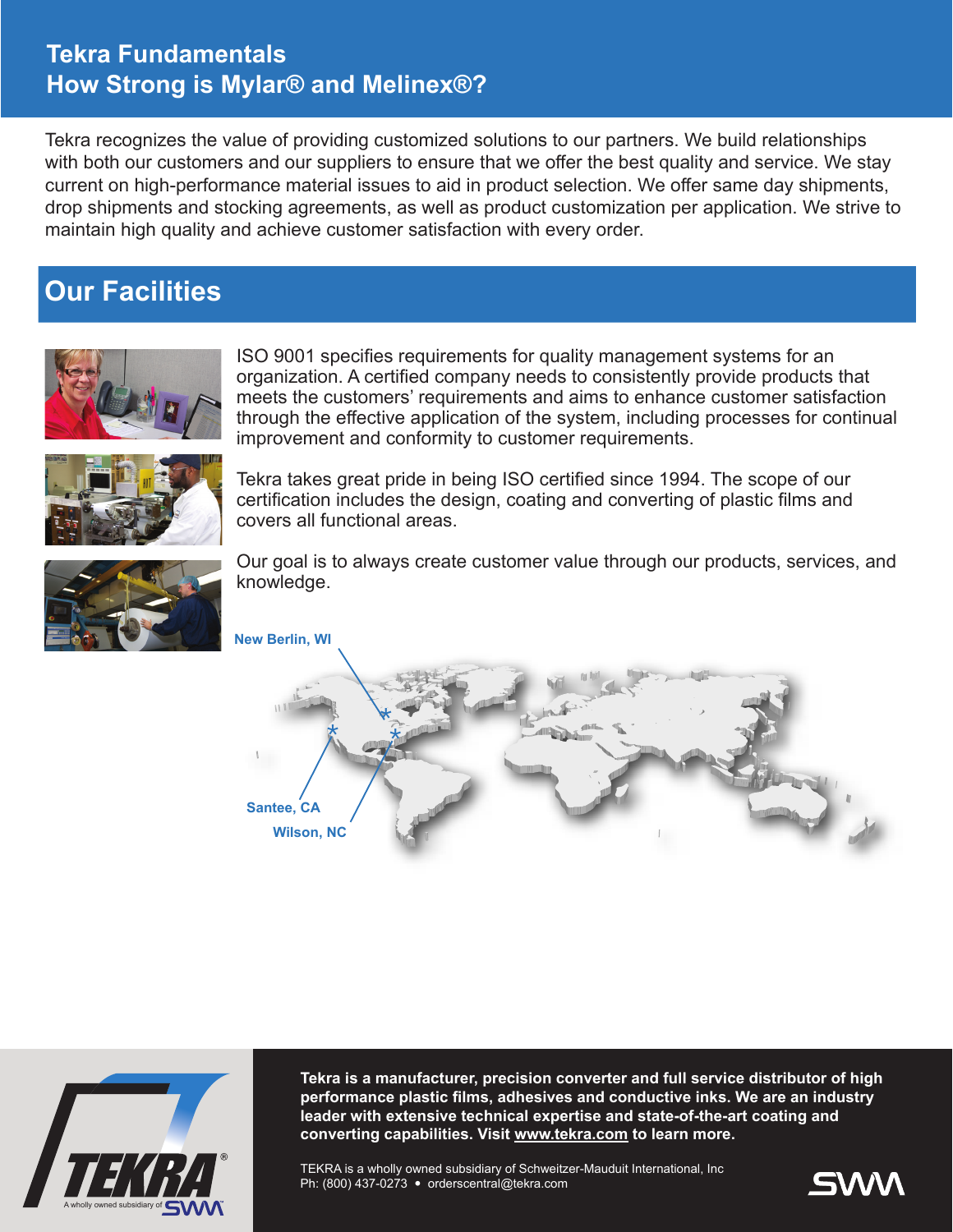## Tekra Fundamentals
## How Strong is Mylar® and Melinex®?

Tekra recognizes the value of providing customized solutions to our partners. We build relationships with both our customers and our suppliers to ensure that we offer the best quality and service. We stay current on high-performance material issues to aid in product selection. We offer same day shipments, drop shipments and stocking agreements, as well as product customization per application. We strive to maintain high quality and achieve customer satisfaction with every order.

## Our Facilities

ISO 9001 specifies requirements for quality management systems for an organization. A certified company needs to consistently provide products that meets the customers' requirements and aims to enhance customer satisfaction through the effective application of the system, including processes for continual improvement and conformity to customer requirements.

Tekra takes great pride in being ISO certified since 1994. The scope of our certification includes the design, coating and converting of plastic films and covers all functional areas.

Our goal is to always create customer value through our products, services, and knowledge.

New Berlin, WI

Santee, CA

Wilson, NC

**Tekra is a manufacturer, precision converter and full service distributor of high performance plastic films, adhesives and conductive inks. We are an industry leader with extensive technical expertise and state-of-the-art coating and converting capabilities. Visit www.tekra.com to learn more.**

TEKRA is a wholly owned subsidiary of Schweitzer-Mauduit International, Inc
Ph: (800) 437-0273 • orderscentral@tekra.com